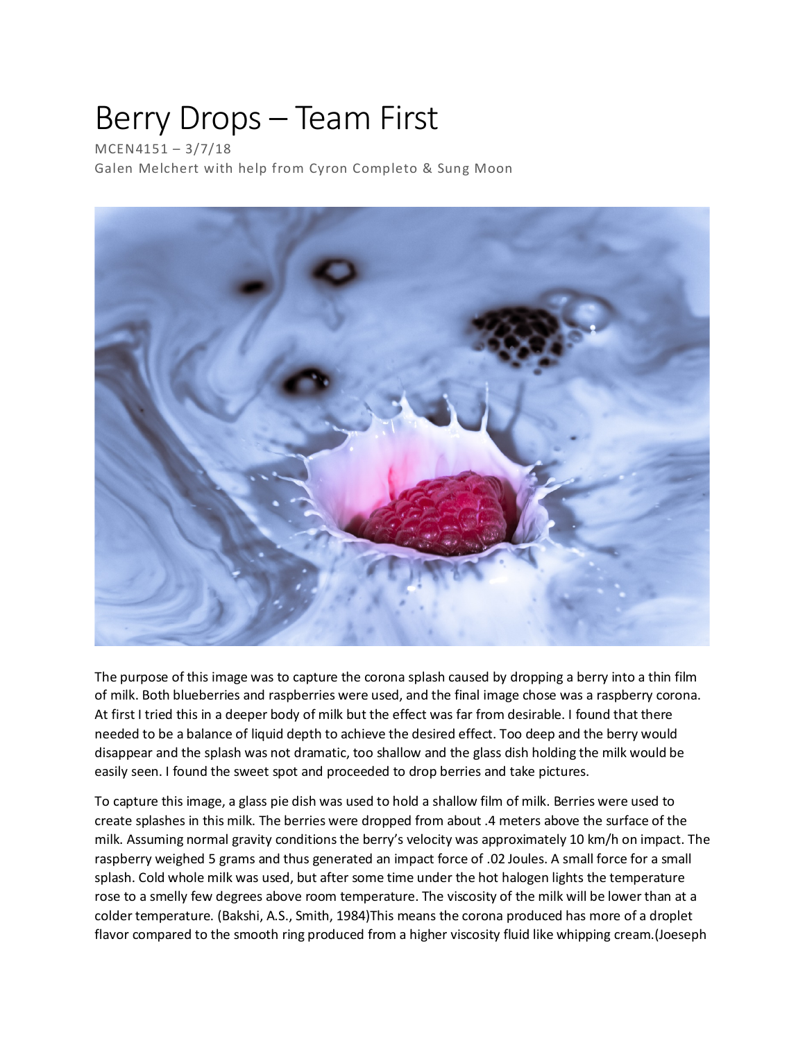# Berry Drops – Team First

MCEN4151 – 3/7/18

Galen Melchert with help from Cyron Completo & Sung Moon

The purpose of this image was to capture the corona splash caused by dropping a berry into a thin film of milk. Both blueberries and raspberries were used, and the final image chose was a raspberry corona. At first I tried this in a deeper body of milk but the effect was far from desirable. I found that there needed to be a balance of liquid depth to achieve the desired effect. Too deep and the berry would disappear and the splash was not dramatic, too shallow and the glass dish holding the milk would be easily seen. I found the sweet spot and proceeded to drop berries and take pictures.

To capture this image, a glass pie dish was used to hold a shallow film of milk. Berries were used to create splashes in this milk. The berries were dropped from about .4 meters above the surface of the milk. Assuming normal gravity conditions the berry's velocity was approximately 10 km/h on impact. The raspberry weighed 5 grams and thus generated an impact force of .02 Joules. A small force for a small splash. Cold whole milk was used, but after some time under the hot halogen lights the temperature rose to a smelly few degrees above room temperature. The viscosity of the milk will be lower than at a colder temperature. (Bakshi, A.S., Smith, 1984)This means the corona produced has more of a droplet flavor compared to the smooth ring produced from a higher viscosity fluid like whipping cream.(Joeseph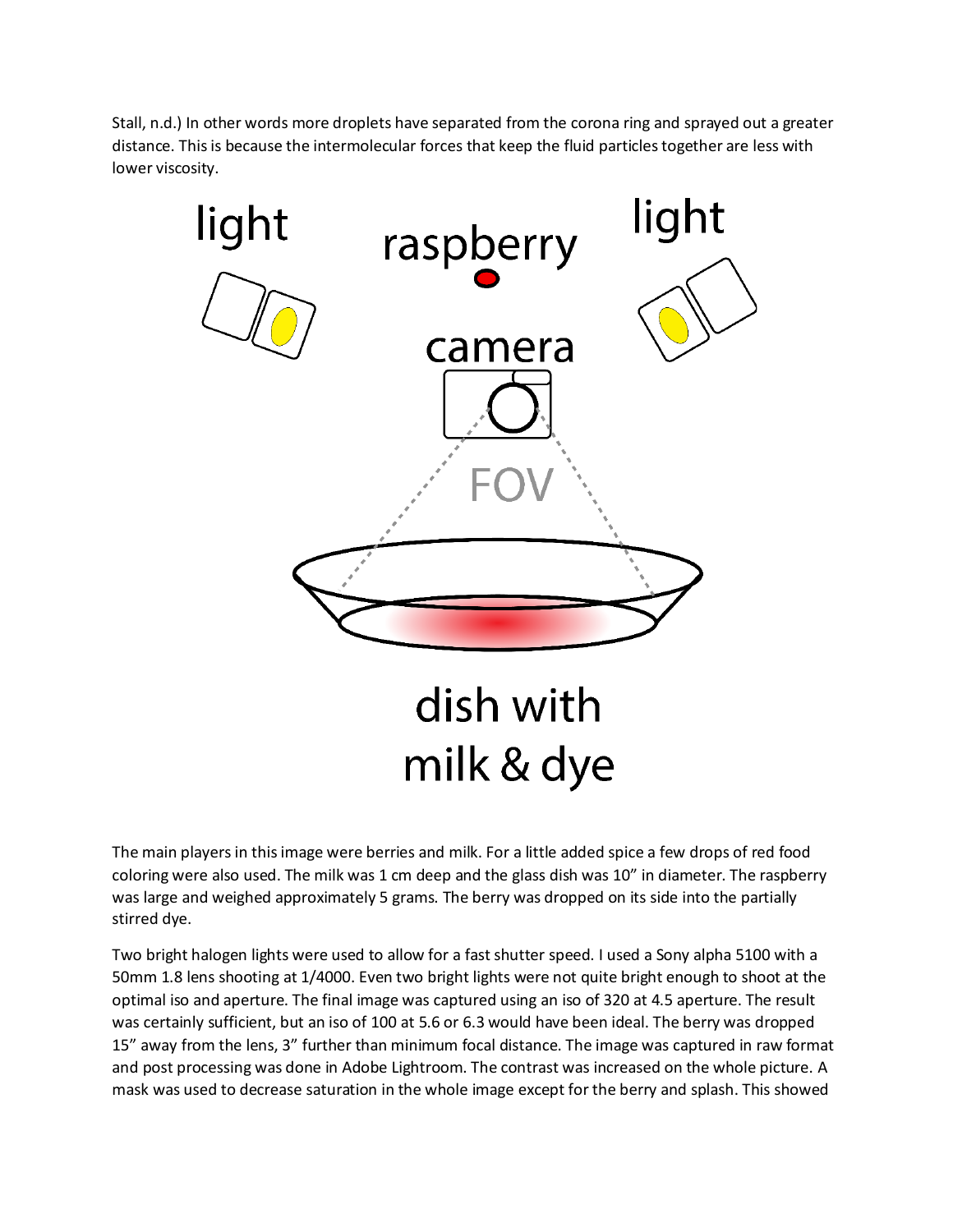Stall, n.d.) In other words more droplets have separated from the corona ring and sprayed out a greater distance. This is because the intermolecular forces that keep the fluid particles together are less with lower viscosity.

The main players in this image were berries and milk. For a little added spice a few drops of red food coloring were also used. The milk was 1 cm deep and the glass dish was 10" in diameter. The raspberry was large and weighed approximately 5 grams. The berry was dropped on its side into the partially stirred dye.

Two bright halogen lights were used to allow for a fast shutter speed. I used a Sony alpha 5100 with a 50mm 1.8 lens shooting at 1/4000. Even two bright lights were not quite bright enough to shoot at the optimal iso and aperture. The final image was captured using an iso of 320 at 4.5 aperture. The result was certainly sufficient, but an iso of 100 at 5.6 or 6.3 would have been ideal. The berry was dropped 15" away from the lens, 3" further than minimum focal distance. The image was captured in raw format and post processing was done in Adobe Lightroom. The contrast was increased on the whole picture. A mask was used to decrease saturation in the whole image except for the berry and splash. This showed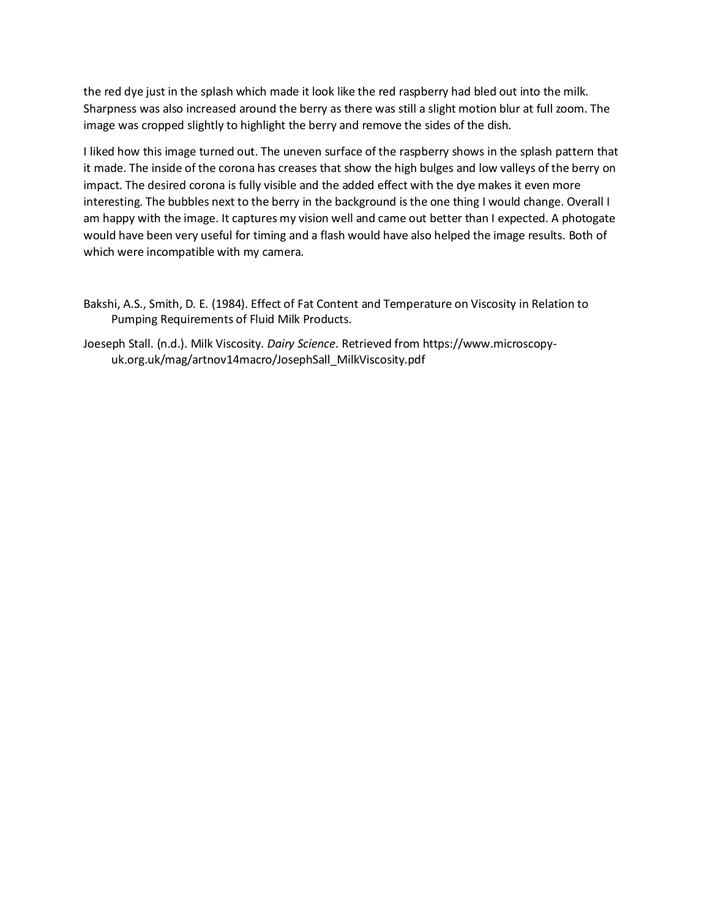the red dye just in the splash which made it look like the red raspberry had bled out into the milk. Sharpness was also increased around the berry as there was still a slight motion blur at full zoom. The image was cropped slightly to highlight the berry and remove the sides of the dish.

I liked how this image turned out. The uneven surface of the raspberry shows in the splash pattern that it made. The inside of the corona has creases that show the high bulges and low valleys of the berry on impact. The desired corona is fully visible and the added effect with the dye makes it even more interesting. The bubbles next to the berry in the background is the one thing I would change. Overall I am happy with the image. It captures my vision well and came out better than I expected. A photogate would have been very useful for timing and a flash would have also helped the image results. Both of which were incompatible with my camera.

Bakshi, A.S., Smith, D. E. (1984). Effect of Fat Content and Temperature on Viscosity in Relation to Pumping Requirements of Fluid Milk Products.

Joeseph Stall. (n.d.). Milk Viscosity. *Dairy Science*. Retrieved from https://www.microscopy-uk.org.uk/mag/artnov14macro/JosephSall_MilkViscosity.pdf